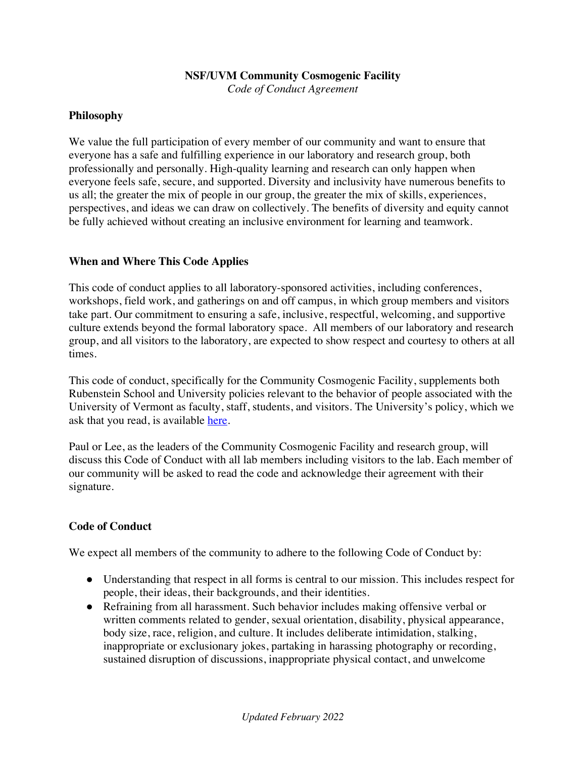# NSF/UVM Community Cosmogenic Facility

*Code of Conduct Agreement*

## Philosophy

We value the full participation of every member of our community and want to ensure that everyone has a safe and fulfilling experience in our laboratory and research group, both professionally and personally. High-quality learning and research can only happen when everyone feels safe, secure, and supported. Diversity and inclusivity have numerous benefits to us all; the greater the mix of people in our group, the greater the mix of skills, experiences, perspectives, and ideas we can draw on collectively. The benefits of diversity and equity cannot be fully achieved without creating an inclusive environment for learning and teamwork.

## When and Where This Code Applies

This code of conduct applies to all laboratory-sponsored activities, including conferences, workshops, field work, and gatherings on and off campus, in which group members and visitors take part. Our commitment to ensuring a safe, inclusive, respectful, welcoming, and supportive culture extends beyond the formal laboratory space. All members of our laboratory and research group, and all visitors to the laboratory, are expected to show respect and courtesy to others at all times.

This code of conduct, specifically for the Community Cosmogenic Facility, supplements both Rubenstein School and University policies relevant to the behavior of people associated with the University of Vermont as faculty, staff, students, and visitors. The University's policy, which we ask that you read, is available here.

Paul or Lee, as the leaders of the Community Cosmogenic Facility and research group, will discuss this Code of Conduct with all lab members including visitors to the lab. Each member of our community will be asked to read the code and acknowledge their agreement with their signature.

## Code of Conduct

We expect all members of the community to adhere to the following Code of Conduct by:

- Understanding that respect in all forms is central to our mission. This includes respect for people, their ideas, their backgrounds, and their identities.
- Refraining from all harassment. Such behavior includes making offensive verbal or written comments related to gender, sexual orientation, disability, physical appearance, body size, race, religion, and culture. It includes deliberate intimidation, stalking, inappropriate or exclusionary jokes, partaking in harassing photography or recording, sustained disruption of discussions, inappropriate physical contact, and unwelcome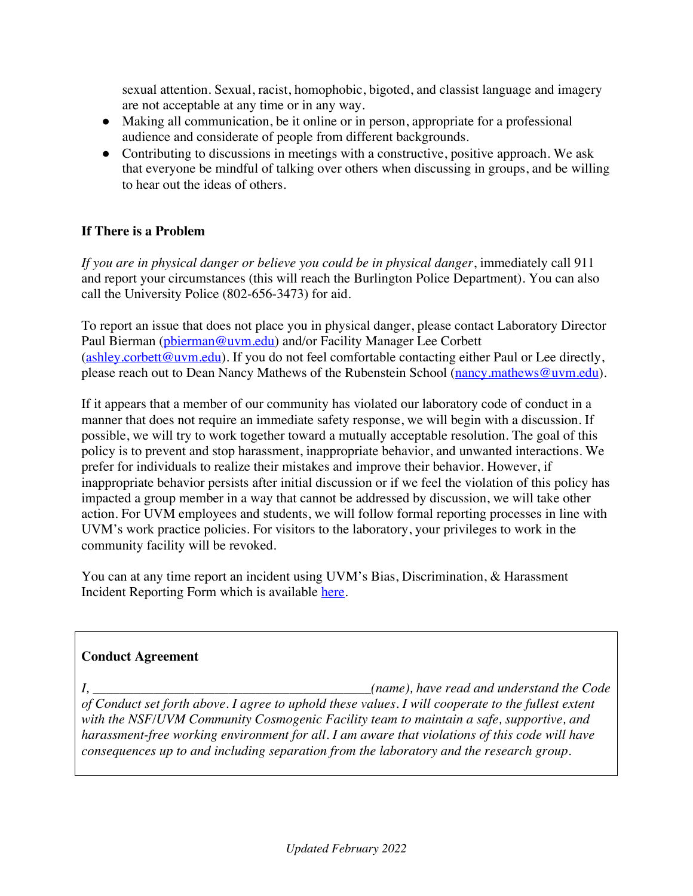sexual attention. Sexual, racist, homophobic, bigoted, and classist language and imagery are not acceptable at any time or in any way.

- Making all communication, be it online or in person, appropriate for a professional audience and considerate of people from different backgrounds.
- Contributing to discussions in meetings with a constructive, positive approach. We ask that everyone be mindful of talking over others when discussing in groups, and be willing to hear out the ideas of others.

**If There is a Problem**

*If you are in physical danger or believe you could be in physical danger*, immediately call 911 and report your circumstances (this will reach the Burlington Police Department). You can also call the University Police (802-656-3473) for aid.

To report an issue that does not place you in physical danger, please contact Laboratory Director Paul Bierman (pbierman@uvm.edu) and/or Facility Manager Lee Corbett (ashley.corbett@uvm.edu). If you do not feel comfortable contacting either Paul or Lee directly, please reach out to Dean Nancy Mathews of the Rubenstein School (nancy.mathews@uvm.edu).

If it appears that a member of our community has violated our laboratory code of conduct in a manner that does not require an immediate safety response, we will begin with a discussion. If possible, we will try to work together toward a mutually acceptable resolution. The goal of this policy is to prevent and stop harassment, inappropriate behavior, and unwanted interactions. We prefer for individuals to realize their mistakes and improve their behavior. However, if inappropriate behavior persists after initial discussion or if we feel the violation of this policy has impacted a group member in a way that cannot be addressed by discussion, we will take other action. For UVM employees and students, we will follow formal reporting processes in line with UVM's work practice policies. For visitors to the laboratory, your privileges to work in the community facility will be revoked.

You can at any time report an incident using UVM's Bias, Discrimination, & Harassment Incident Reporting Form which is available here.

**Conduct Agreement**

*I, __________________________________________(name), have read and understand the Code of Conduct set forth above. I agree to uphold these values. I will cooperate to the fullest extent with the NSF/UVM Community Cosmogenic Facility team to maintain a safe, supportive, and harassment-free working environment for all. I am aware that violations of this code will have consequences up to and including separation from the laboratory and the research group.*

*Updated February 2022*